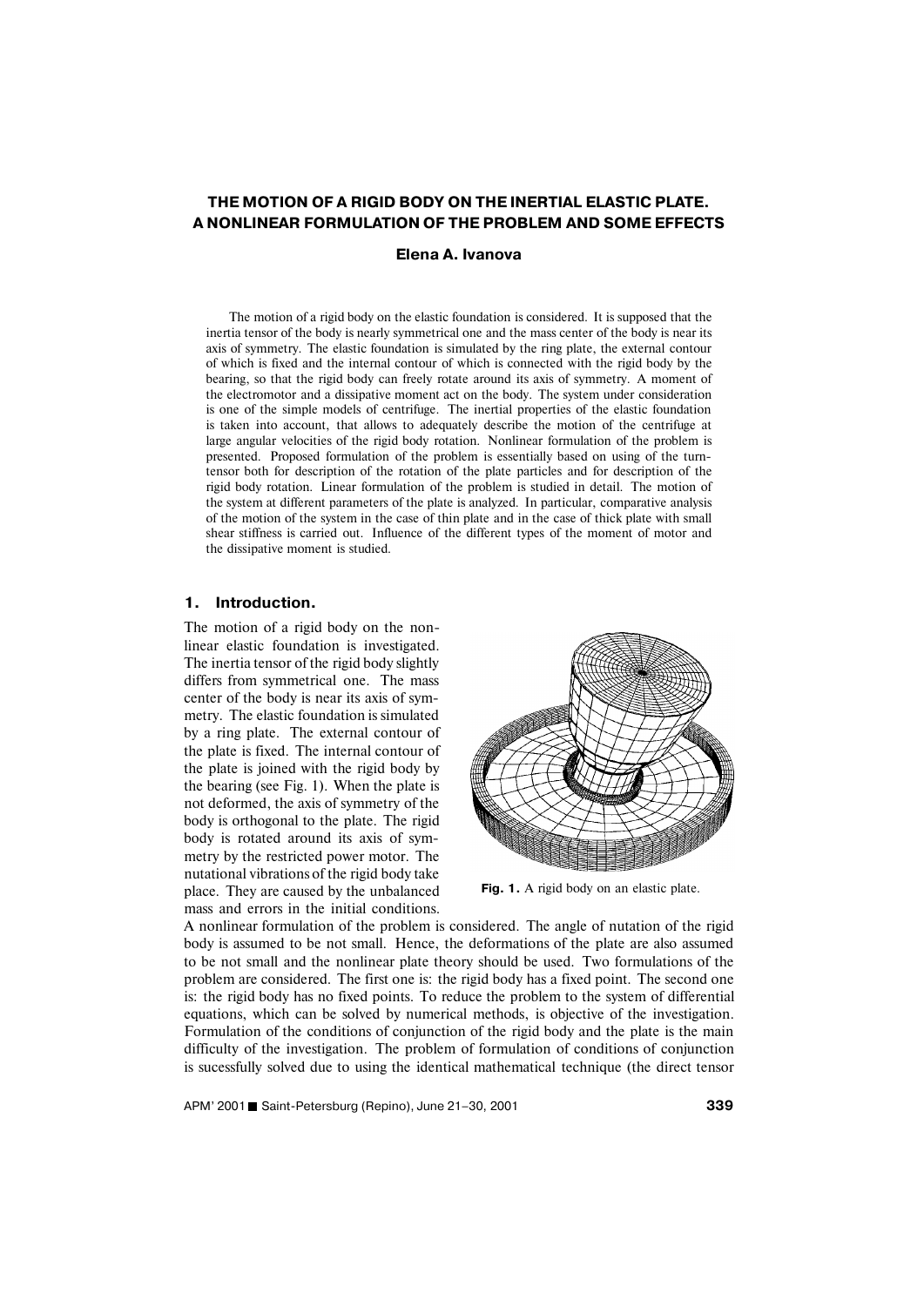# THE MOTION OF A RIGID BODY ON THE INERTIAL ELASTIC PLATE. A NONLINEAR FORMULATION OF THE PROBLEM AND SOME EFFECTS

**Elena A. Ivanova**

The motion of a rigid body on the elastic foundation is considered. It is supposed that the inertia tensor of the body is nearly symmetrical one and the mass center of the body is near its axis of symmetry. The elastic foundation is simulated by the ring plate, the external contour of which is fixed and the internal contour of which is connected with the rigid body by the bearing, so that the rigid body can freely rotate around its axis of symmetry. A moment of the electromotor and a dissipative moment act on the body. The system under consideration is one of the simple models of centrifuge. The inertial properties of the elastic foundation is taken into account, that allows to adequately describe the motion of the centrifuge at large angular velocities of the rigid body rotation. Nonlinear formulation of the problem is presented. Proposed formulation of the problem is essentially based on using of the turn-tensor both for description of the rotation of the plate particles and for description of the rigid body rotation. Linear formulation of the problem is studied in detail. The motion of the system at different parameters of the plate is analyzed. In particular, comparative analysis of the motion of the system in the case of thin plate and in the case of thick plate with small shear stiffness is carried out. Influence of the different types of the moment of motor and the dissipative moment is studied.

## 1. Introduction.

The motion of a rigid body on the nonlinear elastic foundation is investigated. The inertia tensor of the rigid body slightly differs from symmetrical one. The mass center of the body is near its axis of symmetry. The elastic foundation is simulated by a ring plate. The external contour of the plate is fixed. The internal contour of the plate is joined with the rigid body by the bearing (see Fig. 1). When the plate is not deformed, the axis of symmetry of the body is orthogonal to the plate. The rigid body is rotated around its axis of symmetry by the restricted power motor. The nutational vibrations of the rigid body take place. They are caused by the unbalanced mass and errors in the initial conditions.

**Fig. 1.** A rigid body on an elastic plate.

A nonlinear formulation of the problem is considered. The angle of nutation of the rigid body is assumed to be not small. Hence, the deformations of the plate are also assumed to be not small and the nonlinear plate theory should be used. Two formulations of the problem are considered. The first one is: the rigid body has a fixed point. The second one is: the rigid body has no fixed points. To reduce the problem to the system of differential equations, which can be solved by numerical methods, is objective of the investigation. Formulation of the conditions of conjunction of the rigid body and the plate is the main difficulty of the investigation. The problem of formulation of conditions of conjunction is sucessfully solved due to using the identical mathematical technique (the direct tensor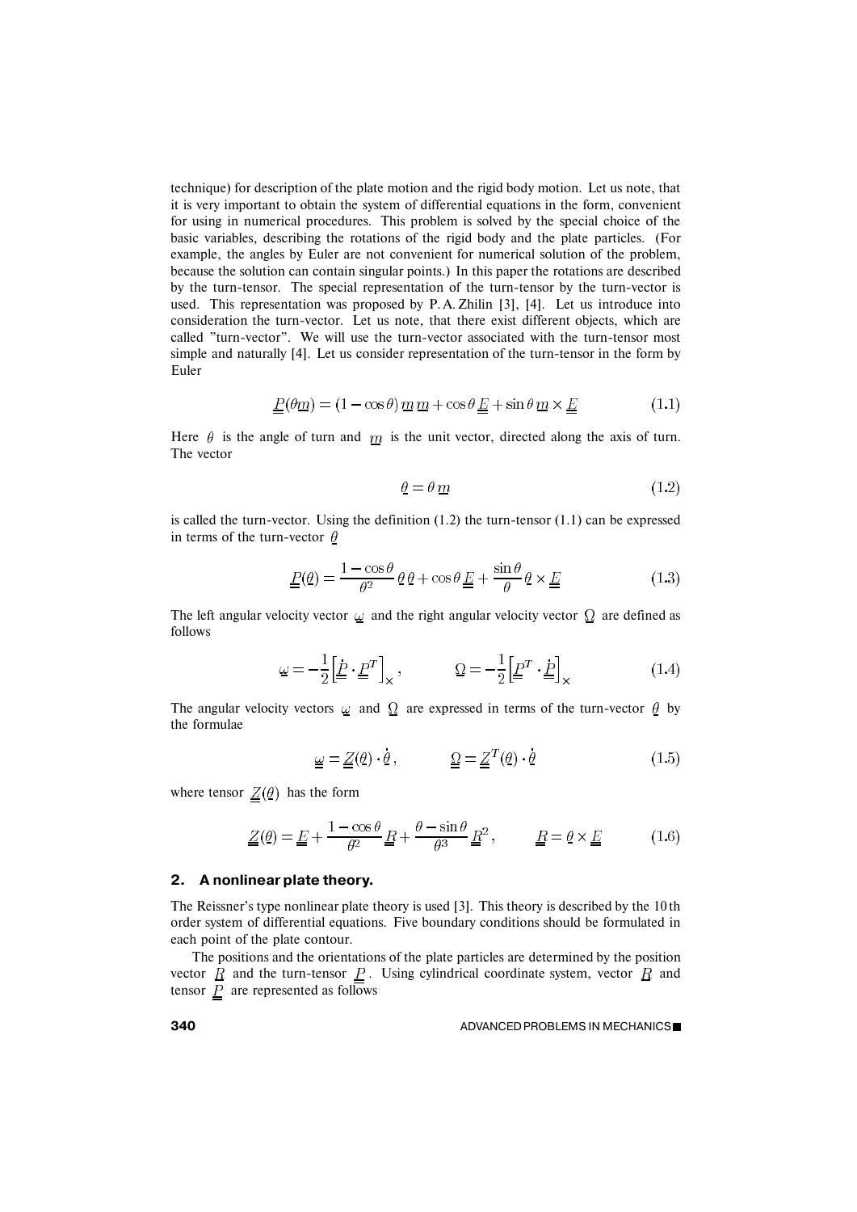technique) for description of the plate motion and the rigid body motion. Let us note, that it is very important to obtain the system of differential equations in the form, convenient for using in numerical procedures. This problem is solved by the special choice of the basic variables, describing the rotations of the rigid body and the plate particles. (For example, the angles by Euler are not convenient for numerical solution of the problem, because the solution can contain singular points.) In this paper the rotations are described by the turn-tensor. The special representation of the turn-tensor by the turn-vector is used. This representation was proposed by P. A. Zhilin [3], [4]. Let us introduce into consideration the turn-vector. Let us note, that there exist different objects, which are called "turn-vector". We will use the turn-vector associated with the turn-tensor most simple and naturally [4]. Let us consider representation of the turn-tensor in the form by Euler

$$\underline{\underline{P}}(\theta \underline{m}) = (1-\cos\theta)\, \underline{m}\,\underline{m} + \cos\theta\, \underline{\underline{E}} + \sin\theta\, \underline{m} \times \underline{\underline{E}} \tag{1.1}$$

Here $\theta$ is the angle of turn and $\underline{m}$ is the unit vector, directed along the axis of turn. The vector

$$\underline{\theta} = \theta\, \underline{m} \tag{1.2}$$

is called the turn-vector. Using the definition (1.2) the turn-tensor (1.1) can be expressed in terms of the turn-vector $\underline{\theta}$

$$\underline{\underline{P}}(\underline{\theta}) = \frac{1-\cos\theta}{\theta^2}\, \underline{\theta}\,\underline{\theta} + \cos\theta\, \underline{\underline{E}} + \frac{\sin\theta}{\theta}\, \underline{\theta} \times \underline{\underline{E}} \tag{1.3}$$

The left angular velocity vector $\underline{\omega}$ and the right angular velocity vector $\underline{\Omega}$ are defined as follows

$$\underline{\omega} = -\frac{1}{2}\Big[\dot{\underline{\underline{P}}} \cdot \underline{\underline{P}}^T\Big]_\times, \qquad \underline{\Omega} = -\frac{1}{2}\Big[\underline{\underline{P}}^T \cdot \dot{\underline{\underline{P}}}\Big]_\times \tag{1.4}$$

The angular velocity vectors $\underline{\omega}$ and $\underline{\Omega}$ are expressed in terms of the turn-vector $\underline{\theta}$ by the formulae

$$\underline{\omega} = \underline{\underline{Z}}(\underline{\theta}) \cdot \dot{\underline{\theta}}, \qquad \underline{\Omega} = \underline{\underline{Z}}^T(\underline{\theta}) \cdot \dot{\underline{\theta}} \tag{1.5}$$

where tensor $\underline{\underline{Z}}(\underline{\theta})$ has the form

$$\underline{\underline{Z}}(\underline{\theta}) = \underline{\underline{E}} + \frac{1-\cos\theta}{\theta^2}\, \underline{\underline{R}} + \frac{\theta - \sin\theta}{\theta^3}\, \underline{\underline{R}}^2, \qquad \underline{\underline{R}} = \underline{\theta} \times \underline{\underline{E}} \tag{1.6}$$

## 2. A nonlinear plate theory.

The Reissner's type nonlinear plate theory is used [3]. This theory is described by the 10 th order system of differential equations. Five boundary conditions should be formulated in each point of the plate contour.

The positions and the orientations of the plate particles are determined by the position vector $\underline{R}$ and the turn-tensor $\underline{\underline{P}}$. Using cylindrical coordinate system, vector $\underline{R}$ and tensor $\underline{\underline{P}}$ are represented as follows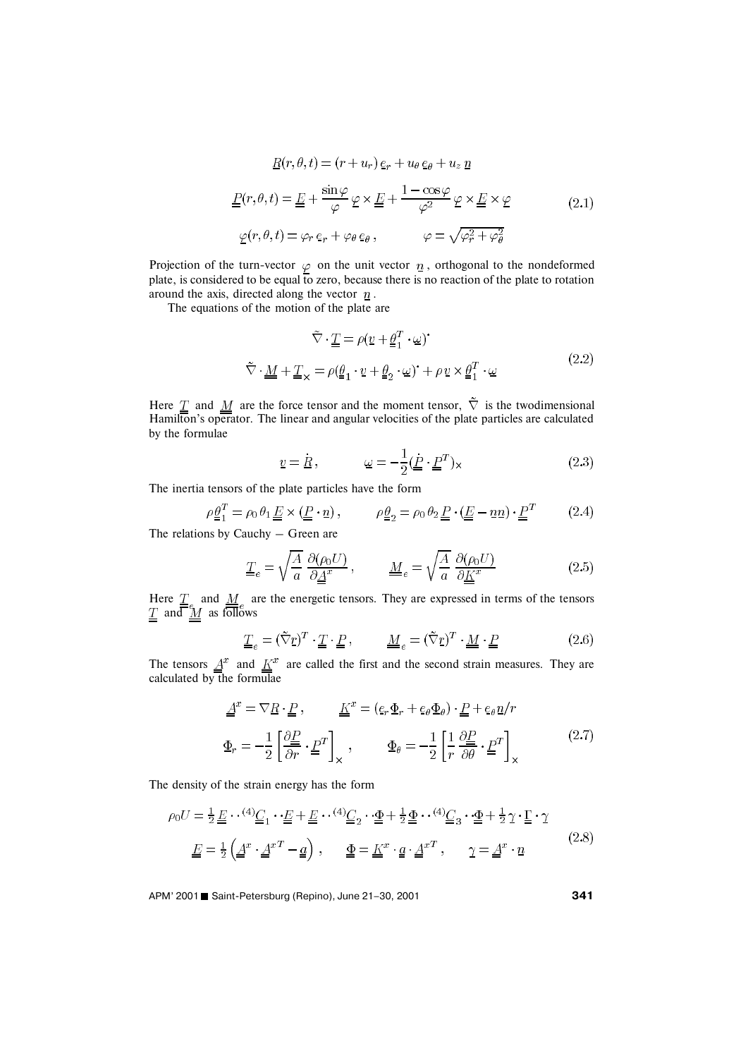$$
\begin{aligned}
&\underline{R}(r,\theta,t) = (r+u_r)\,\underline{e}_r + u_\theta\,\underline{e}_\theta + u_z\,\underline{n} \\
&\underline{\underline{P}}(r,\theta,t) = \underline{\underline{E}} + \frac{\sin\varphi}{\varphi}\,\underline{\varphi}\times\underline{\underline{E}} + \frac{1-\cos\varphi}{\varphi^2}\,\underline{\varphi}\times\underline{\underline{E}}\times\underline{\varphi} \\
&\underline{\varphi}(r,\theta,t) = \varphi_r\,\underline{e}_r + \varphi_\theta\,\underline{e}_\theta\,, \qquad \varphi = \sqrt{\varphi_r^2+\varphi_\theta^2}
\end{aligned}
\tag{2.1}
$$

Projection of the turn-vector $\underline{\varphi}$ on the unit vector $\underline{n}$, orthogonal to the nondeformed plate, is considered to be equal to zero, because there is no reaction of the plate to rotation around the axis, directed along the vector $\underline{n}$.

The equations of the motion of the plate are

$$
\begin{aligned}
&\tilde{\nabla}\cdot\underline{\underline{T}} = \rho(\underline{v} + \underline{\underline{\theta}}_1^T\cdot\underline{\omega})^{\boldsymbol{\cdot}} \\
&\tilde{\nabla}\cdot\underline{\underline{M}} + \underline{\underline{T}}_\times = \rho(\underline{\underline{\theta}}_1\cdot\underline{v} + \underline{\underline{\theta}}_2\cdot\underline{\omega})^{\boldsymbol{\cdot}} + \rho\,\underline{v}\times\underline{\underline{\theta}}_1^T\cdot\underline{\omega}
\end{aligned}
\tag{2.2}
$$

Here $\underline{\underline{T}}$ and $\underline{\underline{M}}$ are the force tensor and the moment tensor, $\tilde{\nabla}$ is the twodimensional Hamilton's operator. The linear and angular velocities of the plate particles are calculated by the formulae

$$
\underline{v} = \dot{\underline{R}}\,, \qquad \underline{\omega} = -\frac{1}{2}(\dot{\underline{\underline{P}}}\cdot\underline{\underline{P}}^T)_\times
\tag{2.3}
$$

The inertia tensors of the plate particles have the form

$$
\rho\underline{\underline{\theta}}_1^T = \rho_0\,\theta_1\,\underline{\underline{E}}\times(\underline{\underline{P}}\cdot\underline{n})\,, \qquad \rho\underline{\underline{\theta}}_2 = \rho_0\,\theta_2\,\underline{\underline{P}}\cdot(\underline{\underline{E}} - \underline{n}\underline{n})\cdot\underline{\underline{P}}^T
\tag{2.4}
$$

The relations by Cauchy – Green are

$$
\underline{\underline{T}}_e = \sqrt{\frac{A}{a}}\,\frac{\partial(\rho_0 U)}{\partial\underline{\underline{A}}^x}\,, \qquad \underline{\underline{M}}_e = \sqrt{\frac{A}{a}}\,\frac{\partial(\rho_0 U)}{\partial\underline{\underline{K}}^x}
\tag{2.5}
$$

Here $\underline{\underline{T}}_e$ and $\underline{\underline{M}}_e$ are the energetic tensors. They are expressed in terms of the tensors $\underline{\underline{T}}$ and $\underline{\underline{M}}$ as follows

$$
\underline{\underline{T}}_e = (\tilde{\nabla}\underline{r})^T\cdot\underline{\underline{T}}\cdot\underline{\underline{P}}\,, \qquad \underline{\underline{M}}_e = (\tilde{\nabla}\underline{r})^T\cdot\underline{\underline{M}}\cdot\underline{\underline{P}}
\tag{2.6}
$$

The tensors $\underline{\underline{A}}^x$ and $\underline{\underline{K}}^x$ are called the first and the second strain measures. They are calculated by the formulae

$$
\begin{aligned}
&\underline{\underline{A}}^x = \nabla\underline{R}\cdot\underline{\underline{P}}\,, \qquad \underline{\underline{K}}^x = (\underline{e}_r\,\underline{\Phi}_r + \underline{e}_\theta\underline{\Phi}_\theta)\cdot\underline{\underline{P}} + \underline{e}_\theta\underline{n}/r \\
&\underline{\Phi}_r = -\frac{1}{2}\left[\frac{\partial\underline{\underline{P}}}{\partial r}\cdot\underline{\underline{P}}^T\right]_\times\,, \qquad \underline{\Phi}_\theta = -\frac{1}{2}\left[\frac{1}{r}\,\frac{\partial\underline{\underline{P}}}{\partial\theta}\cdot\underline{\underline{P}}^T\right]_\times
\end{aligned}
\tag{2.7}
$$

The density of the strain energy has the form

$$
\begin{aligned}
&\rho_0 U = \tfrac{1}{2}\,\underline{\underline{E}}\cdot\cdot\,{}^{(4)}\underline{\underline{C}}_1\cdot\cdot\underline{\underline{E}} + \underline{\underline{E}}\cdot\cdot\,{}^{(4)}\underline{\underline{C}}_2\cdot\cdot\underline{\underline{\Phi}} + \tfrac{1}{2}\,\underline{\underline{\Phi}}\cdot\cdot\,{}^{(4)}\underline{\underline{C}}_3\cdot\cdot\underline{\underline{\Phi}} + \tfrac{1}{2}\,\underline{\gamma}\cdot\underline{\underline{\Gamma}}\cdot\underline{\gamma} \\
&\underline{\underline{E}} = \tfrac{1}{2}\left(\underline{\underline{A}}^x\cdot\underline{\underline{A}}^{xT} - \underline{\underline{a}}\right), \qquad \underline{\underline{\Phi}} = \underline{\underline{K}}^x\cdot\underline{\underline{a}}\cdot\underline{\underline{A}}^{xT}\,, \qquad \underline{\gamma} = \underline{\underline{A}}^x\cdot\underline{n}
\end{aligned}
\tag{2.8}
$$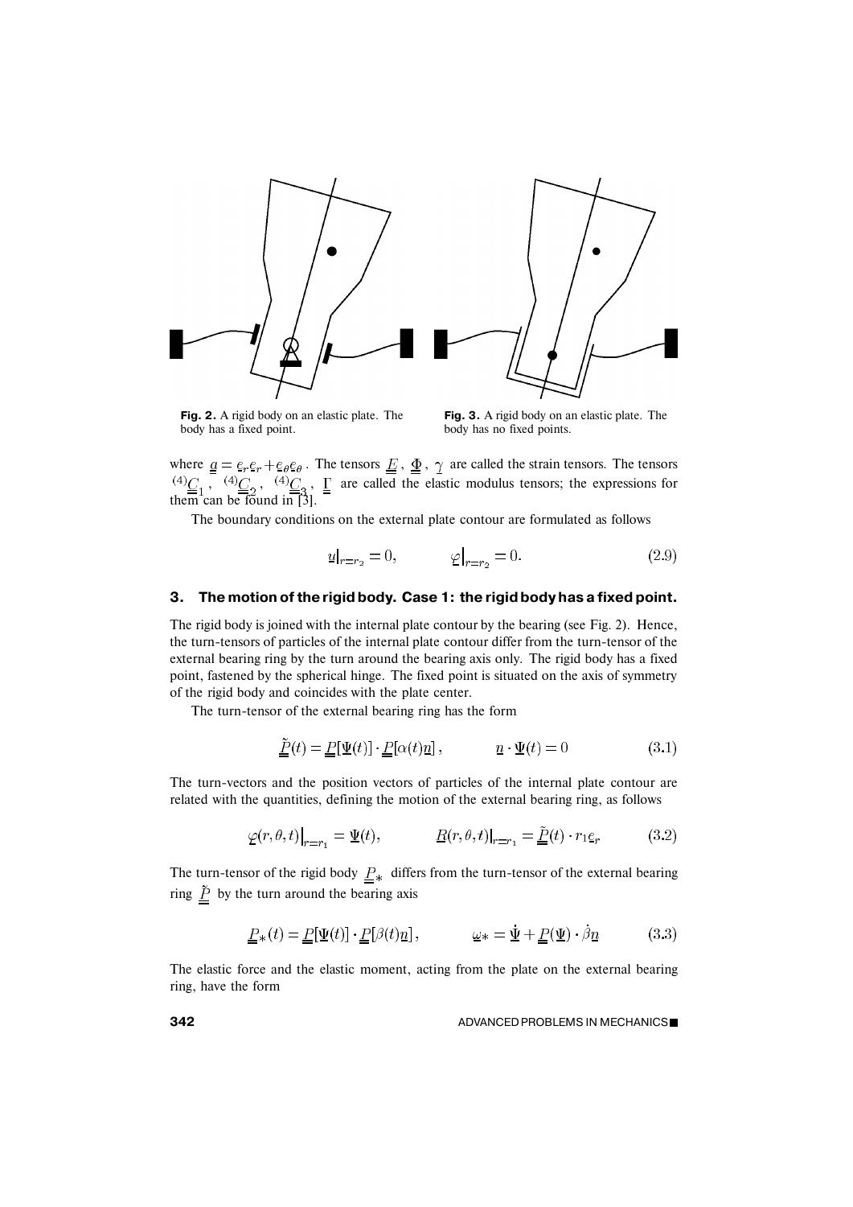**Fig. 2.** A rigid body on an elastic plate. The body has a fixed point.

**Fig. 3.** A rigid body on an elastic plate. The body has no fixed points.

where $\underline{\underline{a}} = \underline{e}_r \underline{e}_r + \underline{e}_\theta \underline{e}_\theta$. The tensors $\underline{\underline{E}}$, $\underline{\underline{\Phi}}$, $\underline{\gamma}$ are called the strain tensors. The tensors ${}^{(4)}\underline{\underline{C}}_1$, ${}^{(4)}\underline{\underline{C}}_2$, ${}^{(4)}\underline{\underline{C}}_3$, $\underline{\underline{\Gamma}}$ are called the elastic modulus tensors; the expressions for them can be found in [3].

The boundary conditions on the external plate contour are formulated as follows

$$\underline{u}\big|_{r=r_2} = 0, \qquad \underline{\varphi}\big|_{r=r_2} = 0. \tag{2.9}$$

## 3. The motion of the rigid body. Case 1: the rigid body has a fixed point.

The rigid body is joined with the internal plate contour by the bearing (see Fig. 2). Hence, the turn-tensors of particles of the internal plate contour differ from the turn-tensor of the external bearing ring by the turn around the bearing axis only. The rigid body has a fixed point, fastened by the spherical hinge. The fixed point is situated on the axis of symmetry of the rigid body and coincides with the plate center.

The turn-tensor of the external bearing ring has the form

$$\underline{\underline{\tilde{P}}}(t) = \underline{\underline{P}}[\underline{\Psi}(t)] \cdot \underline{\underline{P}}[\alpha(t)\underline{n}], \qquad \underline{n} \cdot \underline{\Psi}(t) = 0 \tag{3.1}$$

The turn-vectors and the position vectors of particles of the internal plate contour are related with the quantities, defining the motion of the external bearing ring, as follows

$$\underline{\varphi}(r, \theta, t)\big|_{r=r_1} = \underline{\Psi}(t), \qquad \underline{R}(r, \theta, t)\big|_{r=r_1} = \underline{\underline{\tilde{P}}}(t) \cdot r_1 \underline{e}_r \tag{3.2}$$

The turn-tensor of the rigid body $\underline{\underline{P}}_*$ differs from the turn-tensor of the external bearing ring $\underline{\underline{\tilde{P}}}$ by the turn around the bearing axis

$$\underline{\underline{P}}_*(t) = \underline{\underline{P}}[\underline{\Psi}(t)] \cdot \underline{\underline{P}}[\beta(t)\underline{n}], \qquad \underline{\omega}_* = \dot{\underline{\Psi}} + \underline{\underline{P}}(\underline{\Psi}) \cdot \dot{\beta}\underline{n} \tag{3.3}$$

The elastic force and the elastic moment, acting from the plate on the external bearing ring, have the form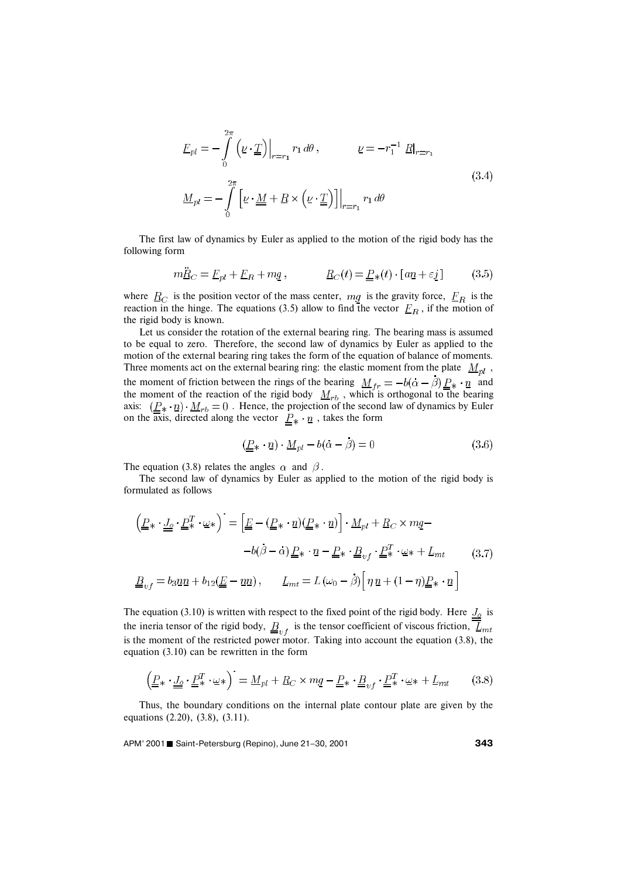$$\underline{F}_{pl} = -\int_0^{2\pi} \left(\underline{\nu} \cdot \underline{\underline{T}}\right)\Big|_{r=r_1} r_1 \, d\theta \,, \qquad \underline{\nu} = -r_1^{-1} \, \underline{R}\big|_{r=r_1}$$

$$\underline{M}_{pl} = -\int_0^{2\pi} \left[\underline{\nu} \cdot \underline{\underline{M}} + \underline{R} \times \left(\underline{\nu} \cdot \underline{\underline{T}}\right)\right]\Big|_{r=r_1} r_1 \, d\theta \tag{3.4}$$

The first law of dynamics by Euler as applied to the motion of the rigid body has the following form

$$m\ddot{\underline{R}}_C = \underline{F}_{pl} + \underline{F}_R + m\underline{g} \,, \qquad \underline{R}_C(t) = \underline{\underline{P}}_*(t) \cdot [a\underline{n} + \varepsilon \underline{j}] \tag{3.5}$$

where $\underline{R}_C$ is the position vector of the mass center, $m\underline{g}$ is the gravity force, $\underline{F}_R$ is the reaction in the hinge. The equations (3.5) allow to find the vector $\underline{F}_R$, if the motion of the rigid body is known.

Let us consider the rotation of the external bearing ring. The bearing mass is assumed to be equal to zero. Therefore, the second law of dynamics by Euler as applied to the motion of the external bearing ring takes the form of the equation of balance of moments. Three moments act on the external bearing ring: the elastic moment from the plate $\underline{M}_{pl}$, the moment of friction between the rings of the bearing $\underline{M}_{fr} = -b(\dot{\alpha} - \dot{\beta})\, \underline{\underline{P}}_* \cdot \underline{n}$ and the moment of the reaction of the rigid body $\underline{M}_{rb}$, which is orthogonal to the bearing axis: $(\underline{\underline{P}}_* \cdot \underline{n}) \cdot \underline{M}_{rb} = 0$. Hence, the projection of the second law of dynamics by Euler on the axis, directed along the vector $\underline{\underline{P}}_* \cdot \underline{n}$, takes the form

$$(\underline{\underline{P}}_* \cdot \underline{n}) \cdot \underline{M}_{pl} - b(\dot{\alpha} - \dot{\beta}) = 0 \tag{3.6}$$

The equation (3.8) relates the angles $\alpha$ and $\beta$.

The second law of dynamics by Euler as applied to the motion of the rigid body is formulated as follows

$$\left(\underline{\underline{P}}_* \cdot \underline{\underline{J}}_o \cdot \underline{\underline{P}}_*^T \cdot \underline{\omega}_*\right)^{\cdot} = \left[\underline{\underline{E}} - (\underline{\underline{P}}_* \cdot \underline{n})(\underline{\underline{P}}_* \cdot \underline{n})\right] \cdot \underline{M}_{pl} + \underline{R}_C \times m\underline{g} -$$
$$-b(\dot{\beta} - \dot{\alpha})\, \underline{\underline{P}}_* \cdot \underline{n} - \underline{\underline{P}}_* \cdot \underline{\underline{B}}_{vf} \cdot \underline{\underline{P}}_*^T \cdot \underline{\omega}_* + \underline{L}_{mt} \tag{3.7}$$

$$\underline{\underline{B}}_{vf} = b_3 \underline{n}\underline{n} + b_{12}(\underline{\underline{E}} - \underline{n}\underline{n}) \,, \qquad \underline{L}_{mt} = L\,(\omega_0 - \dot{\beta})\left[\eta\, \underline{n} + (1-\eta)\underline{\underline{P}}_* \cdot \underline{n}\right]$$

The equation (3.10) is written with respect to the fixed point of the rigid body. Here $\underline{\underline{J}}_o$ is the ineria tensor of the rigid body, $\underline{\underline{B}}_{vf}$ is the tensor coefficient of viscous friction, $\underline{L}_{mt}$ is the moment of the restricted power motor. Taking into account the equation (3.8), the equation (3.10) can be rewritten in the form

$$\left(\underline{\underline{P}}_* \cdot \underline{\underline{J}}_o \cdot \underline{\underline{P}}_*^T \cdot \underline{\omega}_*\right)^{\cdot} = \underline{M}_{pl} + \underline{R}_C \times m\underline{g} - \underline{\underline{P}}_* \cdot \underline{\underline{B}}_{vf} \cdot \underline{\underline{P}}_*^T \cdot \underline{\omega}_* + \underline{L}_{mt} \tag{3.8}$$

Thus, the boundary conditions on the internal plate contour plate are given by the equations (2.20), (3.8), (3.11).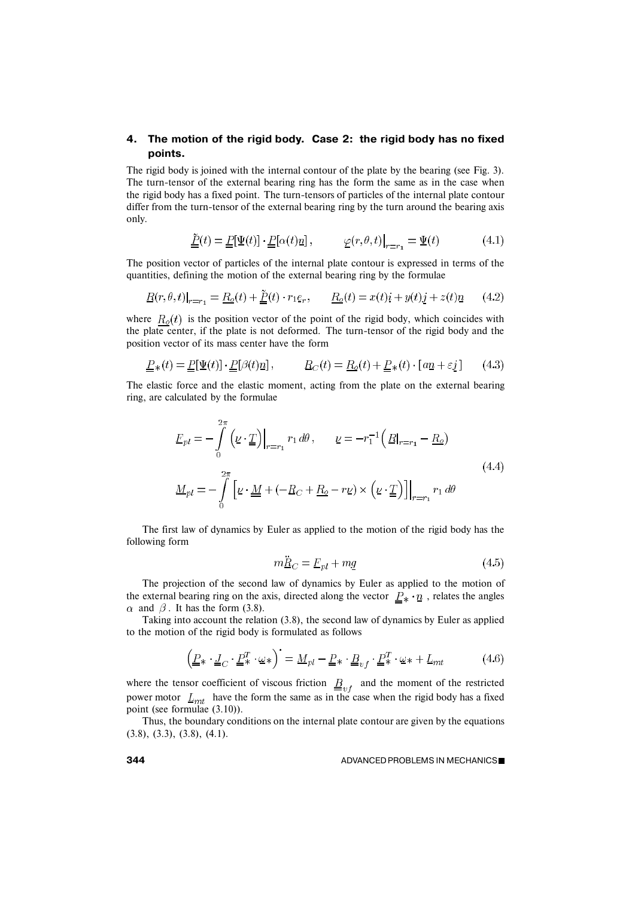## 4. The motion of the rigid body. Case 2: the rigid body has no fixed points.

The rigid body is joined with the internal contour of the plate by the bearing (see Fig. 3). The turn-tensor of the external bearing ring has the form the same as in the case when the rigid body has a fixed point. The turn-tensors of particles of the internal plate contour differ from the turn-tensor of the external bearing ring by the turn around the bearing axis only.

$$\tilde{\underline{\underline{P}}}(t) = \underline{\underline{P}}[\underline{\Psi}(t)] \cdot \underline{\underline{P}}[\alpha(t)\underline{n}], \qquad \underline{\varphi}(r,\theta,t)\Big|_{r=r_1} = \underline{\Psi}(t) \tag{4.1}$$

The position vector of particles of the internal plate contour is expressed in terms of the quantities, defining the motion of the external bearing ring by the formulae

$$\underline{R}(r,\theta,t)|_{r=r_1} = \underline{R}_o(t) + \tilde{\underline{\underline{P}}}(t) \cdot r_1 \underline{e}_r, \qquad \underline{R}_o(t) = x(t)\underline{i} + y(t)\underline{j} + z(t)\underline{n} \tag{4.2}$$

where $\underline{R}_o(t)$ is the position vector of the point of the rigid body, which coincides with the plate center, if the plate is not deformed. The turn-tensor of the rigid body and the position vector of its mass center have the form

$$\underline{\underline{P}}_*(t) = \underline{\underline{P}}[\underline{\Psi}(t)] \cdot \underline{\underline{P}}[\beta(t)\underline{n}], \qquad \underline{R}_C(t) = \underline{R}_o(t) + \underline{\underline{P}}_*(t) \cdot [a\underline{n} + \varepsilon \underline{j}] \tag{4.3}$$

The elastic force and the elastic moment, acting from the plate on the external bearing ring, are calculated by the formulae

$$\underline{F}_{pl} = -\int_0^{2\pi} \Big(\underline{\nu} \cdot \underline{\underline{T}}\Big)\Big|_{r=r_1} r_1 \, d\theta, \qquad \underline{\nu} = -r_1^{-1}\Big(\underline{R}|_{r=r_1} - \underline{R}_o\Big)$$

$$\underline{M}_{pl} = -\int_0^{2\pi} \Big[\underline{\nu} \cdot \underline{\underline{M}} + (-\underline{R}_C + \underline{R}_o - r\underline{\nu}) \times \Big(\underline{\nu} \cdot \underline{\underline{T}}\Big)\Big]\Big|_{r=r_1} r_1 \, d\theta \tag{4.4}$$

The first law of dynamics by Euler as applied to the motion of the rigid body has the following form

$$m\ddot{\underline{R}}_C = \underline{F}_{pl} + m\underline{g} \tag{4.5}$$

The projection of the second law of dynamics by Euler as applied to the motion of the external bearing ring on the axis, directed along the vector $\underline{\underline{P}}_* \cdot \underline{n}$, relates the angles $\alpha$ and $\beta$. It has the form (3.8).

Taking into account the relation (3.8), the second law of dynamics by Euler as applied to the motion of the rigid body is formulated as follows

$$\Big(\underline{\underline{P}}_* \cdot \underline{\underline{J}}_C \cdot \underline{\underline{P}}_*^T \cdot \underline{\omega}_*\Big)^{\bullet} = \underline{M}_{pl} - \underline{\underline{P}}_* \cdot \underline{\underline{B}}_{vf} \cdot \underline{\underline{P}}_*^T \cdot \underline{\omega}_* + \underline{L}_{mt} \tag{4.6}$$

where the tensor coefficient of viscous friction $\underline{\underline{B}}_{vf}$ and the moment of the restricted power motor $\underline{L}_{mt}$ have the form the same as in the case when the rigid body has a fixed point (see formulae (3.10)).

Thus, the boundary conditions on the internal plate contour are given by the equations (3.8), (3.3), (3.8), (4.1).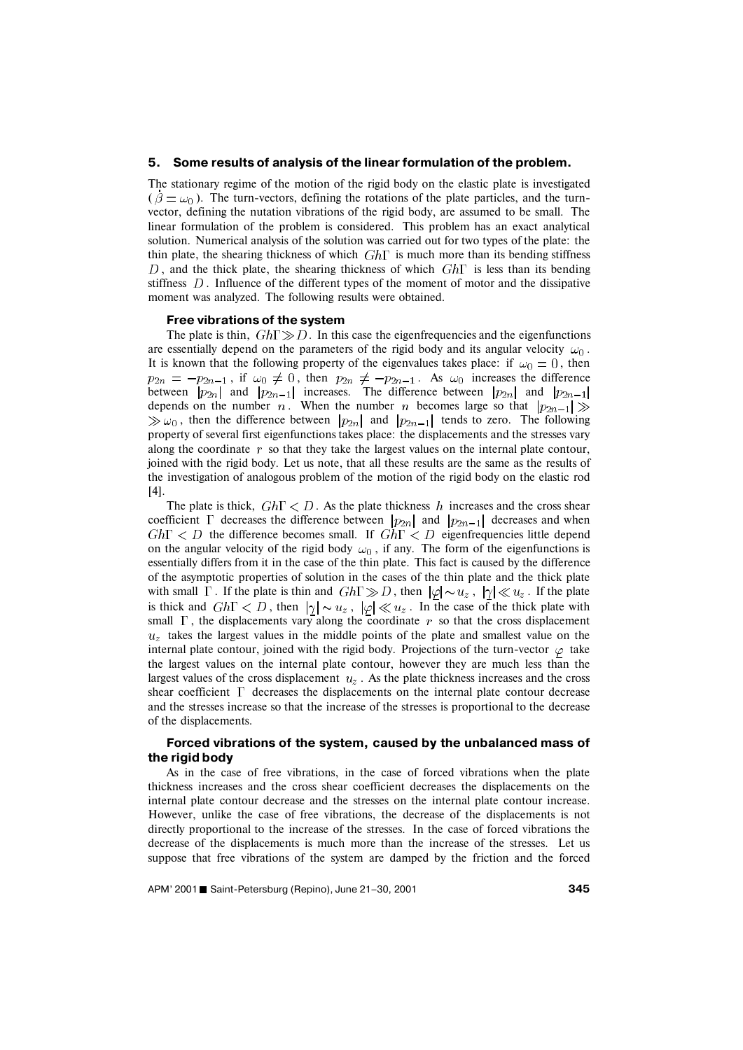## 5. Some results of analysis of the linear formulation of the problem.

The stationary regime of the motion of the rigid body on the elastic plate is investigated ( $\dot{\beta} = \omega_0$ ). The turn-vectors, defining the rotations of the plate particles, and the turn-vector, defining the nutation vibrations of the rigid body, are assumed to be small. The linear formulation of the problem is considered. This problem has an exact analytical solution. Numerical analysis of the solution was carried out for two types of the plate: the thin plate, the shearing thickness of which $Gh\Gamma$ is much more than its bending stiffness $D$, and the thick plate, the shearing thickness of which $Gh\Gamma$ is less than its bending stiffness $D$. Influence of the different types of the moment of motor and the dissipative moment was analyzed. The following results were obtained.

### Free vibrations of the system

The plate is thin, $Gh\Gamma \gg D$. In this case the eigenfrequencies and the eigenfunctions are essentially depend on the parameters of the rigid body and its angular velocity $\omega_0$. It is known that the following property of the eigenvalues takes place: if $\omega_0 = 0$, then $p_{2n} = -p_{2n-1}$, if $\omega_0 \neq 0$, then $p_{2n} \neq -p_{2n-1}$. As $\omega_0$ increases the difference between $|p_{2n}|$ and $|p_{2n-1}|$ increases. The difference between $|p_{2n}|$ and $|p_{2n-1}|$ depends on the number $n$. When the number $n$ becomes large so that $|p_{2n-1}| \gg \gg \omega_0$, then the difference between $|p_{2n}|$ and $|p_{2n-1}|$ tends to zero. The following property of several first eigenfunctions takes place: the displacements and the stresses vary along the coordinate $r$ so that they take the largest values on the internal plate contour, joined with the rigid body. Let us note, that all these results are the same as the results of the investigation of analogous problem of the motion of the rigid body on the elastic rod [4].

The plate is thick, $Gh\Gamma < D$. As the plate thickness $h$ increases and the cross shear coefficient $\Gamma$ decreases the difference between $|p_{2n}|$ and $|p_{2n-1}|$ decreases and when $Gh\Gamma < D$ the difference becomes small. If $Gh\Gamma < D$ eigenfrequencies little depend on the angular velocity of the rigid body $\omega_0$, if any. The form of the eigenfunctions is essentially differs from it in the case of the thin plate. This fact is caused by the difference of the asymptotic properties of solution in the cases of the thin plate and the thick plate with small $\Gamma$. If the plate is thin and $Gh\Gamma \gg D$, then $|\underline{\varphi}| \sim u_z$, $|\underline{\gamma}| \ll u_z$. If the plate is thick and $Gh\Gamma < D$, then $|\underline{\gamma}| \sim u_z$, $|\underline{\varphi}| \ll u_z$. In the case of the thick plate with small $\Gamma$, the displacements vary along the coordinate $r$ so that the cross displacement $u_z$ takes the largest values in the middle points of the plate and smallest value on the internal plate contour, joined with the rigid body. Projections of the turn-vector $\underline{\varphi}$ take the largest values on the internal plate contour, however they are much less than the largest values of the cross displacement $u_z$. As the plate thickness increases and the cross shear coefficient $\Gamma$ decreases the displacements on the internal plate contour decrease and the stresses increase so that the increase of the stresses is proportional to the decrease of the displacements.

### Forced vibrations of the system, caused by the unbalanced mass of the rigid body

As in the case of free vibrations, in the case of forced vibrations when the plate thickness increases and the cross shear coefficient decreases the displacements on the internal plate contour decrease and the stresses on the internal plate contour increase. However, unlike the case of free vibrations, the decrease of the displacements is not directly proportional to the increase of the stresses. In the case of forced vibrations the decrease of the displacements is much more than the increase of the stresses. Let us suppose that free vibrations of the system are damped by the friction and the forced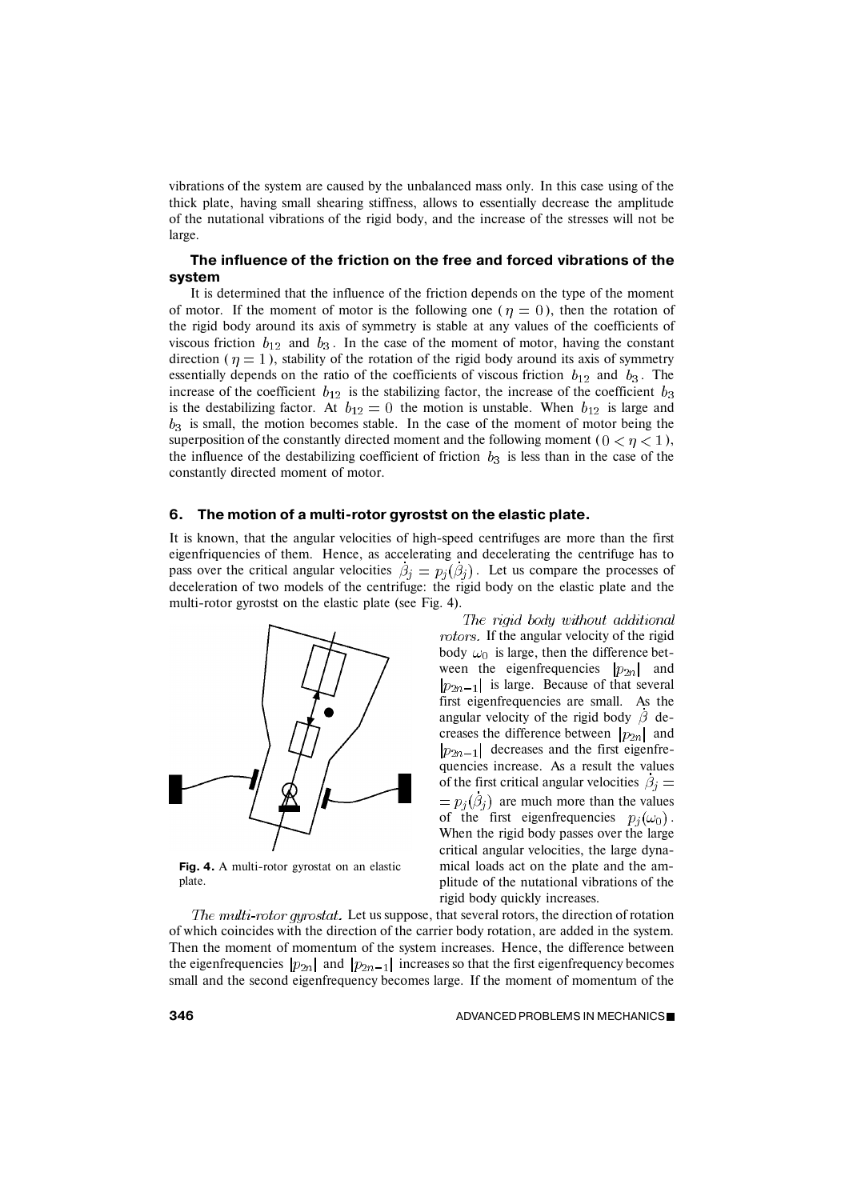vibrations of the system are caused by the unbalanced mass only. In this case using of the thick plate, having small shearing stiffness, allows to essentially decrease the amplitude of the nutational vibrations of the rigid body, and the increase of the stresses will not be large.

### The influence of the friction on the free and forced vibrations of the system

It is determined that the influence of the friction depends on the type of the moment of motor. If the moment of motor is the following one ( $\eta = 0$ ), then the rotation of the rigid body around its axis of symmetry is stable at any values of the coefficients of viscous friction $b_{12}$ and $b_3$. In the case of the moment of motor, having the constant direction ( $\eta = 1$ ), stability of the rotation of the rigid body around its axis of symmetry essentially depends on the ratio of the coefficients of viscous friction $b_{12}$ and $b_3$. The increase of the coefficient $b_{12}$ is the stabilizing factor, the increase of the coefficient $b_3$ is the destabilizing factor. At $b_{12} = 0$ the motion is unstable. When $b_{12}$ is large and $b_3$ is small, the motion becomes stable. In the case of the moment of motor being the superposition of the constantly directed moment and the following moment ( $0 < \eta < 1$ ), the influence of the destabilizing coefficient of friction $b_3$ is less than in the case of the constantly directed moment of motor.

## 6. The motion of a multi-rotor gyrostst on the elastic plate.

It is known, that the angular velocities of high-speed centrifuges are more than the first eigenfriquencies of them. Hence, as accelerating and decelerating the centrifuge has to pass over the critical angular velocities $\dot{\beta}_j = p_j(\dot{\beta}_j)$. Let us compare the processes of deceleration of two models of the centrifuge: the rigid body on the elastic plate and the multi-rotor gyrostst on the elastic plate (see Fig. 4).

Fig. 4. A multi-rotor gyrostat on an elastic plate.

*The rigid body without additional rotors.* If the angular velocity of the rigid body $\omega_0$ is large, then the difference between the eigenfrequencies $|p_{2n}|$ and $|p_{2n-1}|$ is large. Because of that several first eigenfrequencies are small. As the angular velocity of the rigid body $\dot{\beta}$ decreases the difference between $|p_{2n}|$ and $|p_{2n-1}|$ decreases and the first eigenfrequencies increase. As a result the values of the first critical angular velocities $\dot{\beta}_j = p_j(\dot{\beta}_j)$ are much more than the values of the first eigenfrequencies $p_j(\omega_0)$. When the rigid body passes over the large critical angular velocities, the large dynamical loads act on the plate and the amplitude of the nutational vibrations of the rigid body quickly increases.

*The multi-rotor gyrostat.* Let us suppose, that several rotors, the direction of rotation of which coincides with the direction of the carrier body rotation, are added in the system. Then the moment of momentum of the system increases. Hence, the difference between the eigenfrequencies $|p_{2n}|$ and $|p_{2n-1}|$ increases so that the first eigenfrequency becomes small and the second eigenfrequency becomes large. If the moment of momentum of the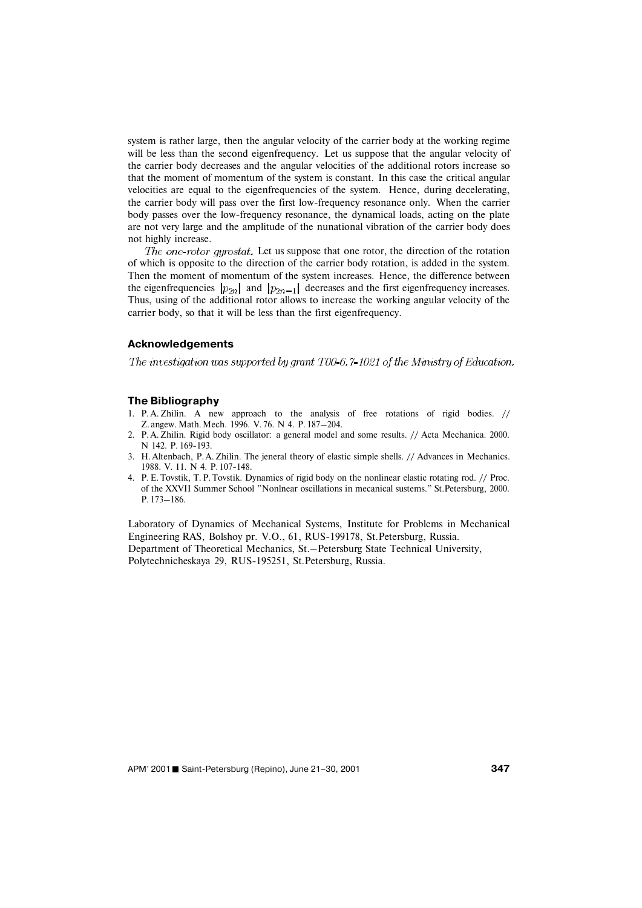system is rather large, then the angular velocity of the carrier body at the working regime will be less than the second eigenfrequency. Let us suppose that the angular velocity of the carrier body decreases and the angular velocities of the additional rotors increase so that the moment of momentum of the system is constant. In this case the critical angular velocities are equal to the eigenfrequencies of the system. Hence, during decelerating, the carrier body will pass over the first low-frequency resonance only. When the carrier body passes over the low-frequency resonance, the dynamical loads, acting on the plate are not very large and the amplitude of the nunational vibration of the carrier body does not highly increase.

*The one-rotor gyrostat.* Let us suppose that one rotor, the direction of the rotation of which is opposite to the direction of the carrier body rotation, is added in the system. Then the moment of momentum of the system increases. Hence, the difference between the eigenfrequencies $|p_{2n}|$ and $|p_{2n-1}|$ decreases and the first eigenfrequency increases. Thus, using of the additional rotor allows to increase the working angular velocity of the carrier body, so that it will be less than the first eigenfrequency.

## Acknowledgements

*The investigation was supported by grant T00-6.7-1021 of the Ministry of Education.*

## The Bibliography

1. P. A. Zhilin. A new approach to the analysis of free rotations of rigid bodies. // Z. angew. Math. Mech. 1996. V. 76. N 4. P. 187—204.
2. P. A. Zhilin. Rigid body oscillator: a general model and some results. // Acta Mechanica. 2000. N 142. P. 169-193.
3. H. Altenbach, P. A. Zhilin. The jeneral theory of elastic simple shells. // Advances in Mechanics. 1988. V. 11. N 4. P. 107-148.
4. P. E. Tovstik, T. P. Tovstik. Dynamics of rigid body on the nonlinear elastic rotating rod. // Proc. of the XXVII Summer School "Nonlnear oscillations in mecanical sustems." St.Petersburg, 2000. P. 173—186.

Laboratory of Dynamics of Mechanical Systems, Institute for Problems in Mechanical Engineering RAS, Bolshoy pr. V.O., 61, RUS-199178, St.Petersburg, Russia.
Department of Theoretical Mechanics, St.—Petersburg State Technical University, Polytechnicheskaya 29, RUS-195251, St.Petersburg, Russia.